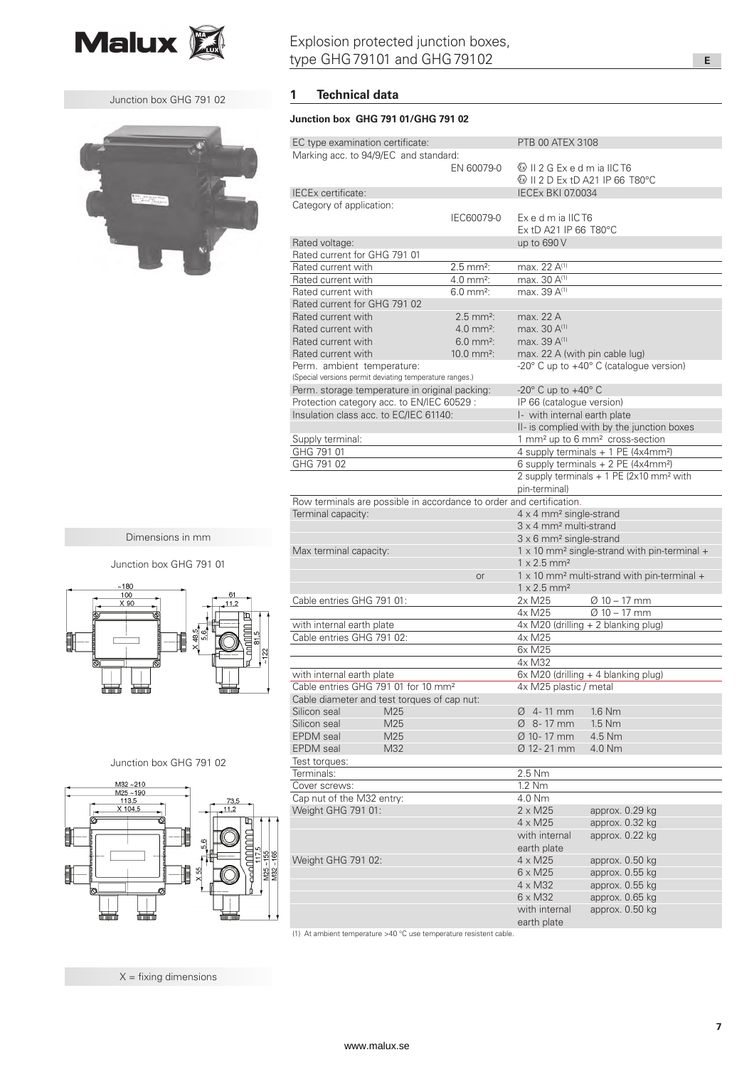# Explosion protected junction boxes, type GHG 79101 and GHG 79102

Junction box GHG 791 02

Dimensions in mm

Junction box GHG 791 01

Junction box GHG 791 02

X = fixing dimensions

## 1 Technical data

### Junction box GHG 791 01/GHG 791 02

| | | | |
|---|---|---|---|
| EC type examination certificate: | | PTB 00 ATEX 3108 | |
| Marking acc. to 94/9/EC and standard: | EN 60079-0 | Ⓔx II 2 G Ex e d m ia IIC T6<br>Ⓔx II 2 D Ex tD A21 IP 66 T80°C | |
| IECEx certificate: | | IECEx BKI 07.0034 | |
| Category of application: | IEC60079-0 | Ex e d m ia IIC T6<br>Ex tD A21 IP 66 T80°C | |
| Rated voltage: | | up to 690 V | |
| Rated current for GHG 791 01 | | | |
| Rated current with | 2.5 mm²: | max. 22 A(1) | |
| Rated current with | 4.0 mm²: | max. 30 A(1) | |
| Rated current with | 6.0 mm²: | max. 39 A(1) | |
| Rated current for GHG 791 02 | | | |
| Rated current with | 2.5 mm²: | max. 22 A | |
| Rated current with | 4.0 mm²: | max. 30 A(1) | |
| Rated current with | 6.0 mm²: | max. 39 A(1) | |
| Rated current with | 10.0 mm²: | max. 22 A (with pin cable lug) | |
| Perm. ambient temperature:<br>(Special versions permit deviating temperature ranges.) | | -20° C up to +40° C (catalogue version) | |
| Perm. storage temperature in original packing: | | -20° C up to +40° C | |
| Protection category acc. to EN/IEC 60529 : | | IP 66 (catalogue version) | |
| Insulation class acc. to EC/IEC 61140: | | I- with internal earth plate<br>II- is complied with by the junction boxes | |
| Supply terminal: | | 1 mm² up to 6 mm² cross-section | |
| GHG 791 01 | | 4 supply terminals + 1 PE (4x4mm²) | |
| GHG 791 02 | | 6 supply terminals + 2 PE (4x4mm²)<br>2 supply terminals + 1 PE (2x10 mm² with pin-terminal) | |
| Row terminals are possible in accordance to order and certification. | | | |
| Terminal capacity: | | 4 x 4 mm² single-strand<br>3 x 4 mm² multi-strand<br>3 x 6 mm² single-strand | |
| Max terminal capacity: | | 1 x 10 mm² single-strand with pin-terminal + 1 x 2.5 mm² | |
| | or | 1 x 10 mm² multi-strand with pin-terminal + 1 x 2.5 mm² | |
| Cable entries GHG 791 01: | | 2x M25 | Ø 10 – 17 mm |
| | | 4x M25 | Ø 10 – 17 mm |
| with internal earth plate | | 4x M20 (drilling + 2 blanking plug) | |
| Cable entries GHG 791 02: | | 4x M25 | |
| | | 6x M25 | |
| | | 4x M32 | |
| with internal earth plate | | 6x M20 (drilling + 4 blanking plug) | |
| Cable entries GHG 791 01 for 10 mm² | | 4x M25 plastic / metal | |
| Cable diameter and test torques of cap nut: | | | |
| Silicon seal | M25 | Ø 4- 11 mm | 1.6 Nm |
| Silicon seal | M25 | Ø 8- 17 mm | 1.5 Nm |
| EPDM seal | M25 | Ø 10- 17 mm | 4.5 Nm |
| EPDM seal | M32 | Ø 12- 21 mm | 4.0 Nm |
| Test torques: | | | |
| Terminals: | | 2.5 Nm | |
| Cover screws: | | 1.2 Nm | |
| Cap nut of the M32 entry: | | 4.0 Nm | |
| Weight GHG 791 01: | | 2 x M25 | approx. 0.29 kg |
| | | 4 x M25 | approx. 0.32 kg |
| | | with internal earth plate | approx. 0.22 kg |
| Weight GHG 791 02: | | 4 x M25 | approx. 0.50 kg |
| | | 6 x M25 | approx. 0.55 kg |
| | | 4 x M32 | approx. 0.55 kg |
| | | 6 x M32 | approx. 0.65 kg |
| | | with internal earth plate | approx. 0.50 kg |

(1) At ambient temperature >40 °C use temperature resistent cable.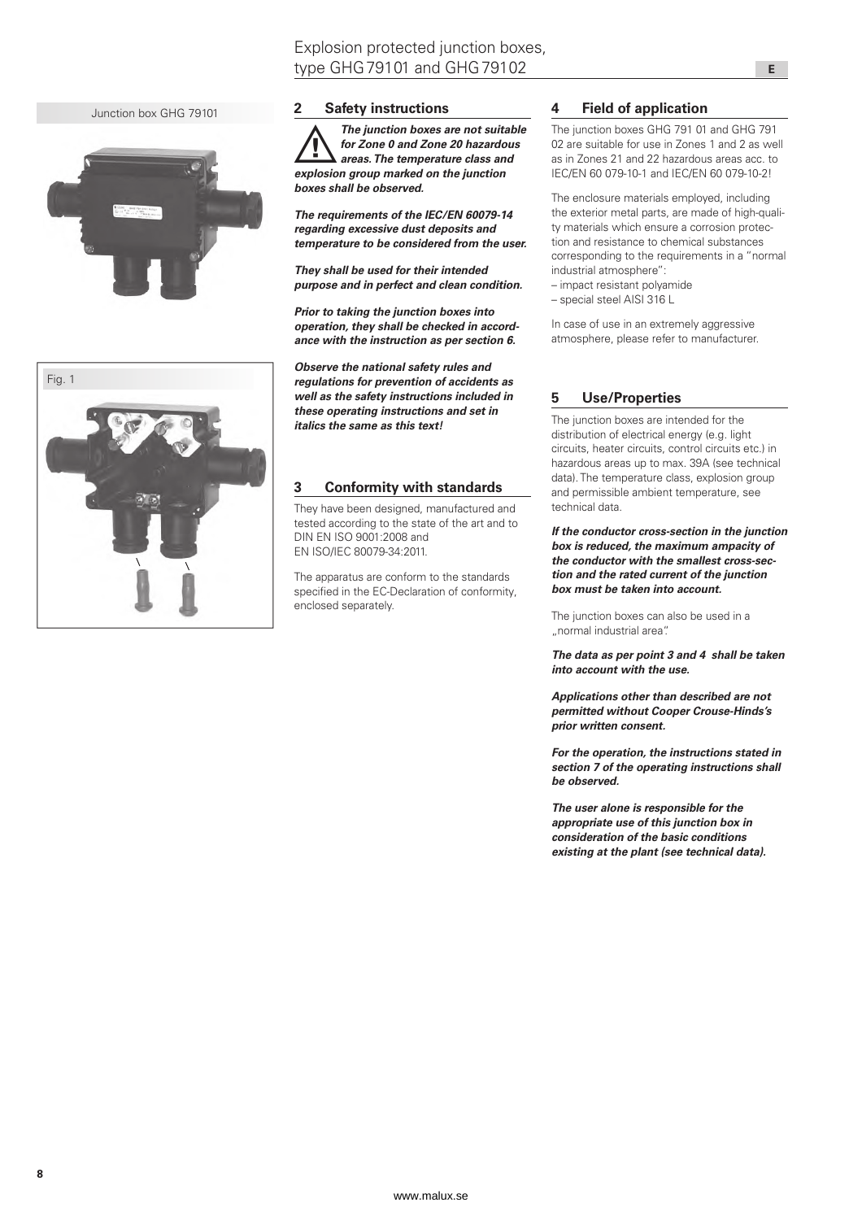Junction box GHG 79101

Fig. 1

## 2 Safety instructions

***The junction boxes are not suitable for Zone 0 and Zone 20 hazardous areas. The temperature class and explosion group marked on the junction boxes shall be observed.***

***The requirements of the IEC/EN 60079-14 regarding excessive dust deposits and temperature to be considered from the user.***

***They shall be used for their intended purpose and in perfect and clean condition.***

***Prior to taking the junction boxes into operation, they shall be checked in accordance with the instruction as per section 6.***

***Observe the national safety rules and regulations for prevention of accidents as well as the safety instructions included in these operating instructions and set in italics the same as this text!***

## 3 Conformity with standards

They have been designed, manufactured and tested according to the state of the art and to DIN EN ISO 9001:2008 and EN ISO/IEC 80079-34:2011.

The apparatus are conform to the standards specified in the EC-Declaration of conformity, enclosed separately.

## 4 Field of application

The junction boxes GHG 791 01 and GHG 791 02 are suitable for use in Zones 1 and 2 as well as in Zones 21 and 22 hazardous areas acc. to IEC/EN 60 079-10-1 and IEC/EN 60 079-10-2!

The enclosure materials employed, including the exterior metal parts, are made of high-quality materials which ensure a corrosion protection and resistance to chemical substances corresponding to the requirements in a "normal industrial atmosphere":
- impact resistant polyamide
- special steel AISI 316 L

In case of use in an extremely aggressive atmosphere, please refer to manufacturer.

## 5 Use/Properties

The junction boxes are intended for the distribution of electrical energy (e.g. light circuits, heater circuits, control circuits etc.) in hazardous areas up to max. 39A (see technical data). The temperature class, explosion group and permissible ambient temperature, see technical data.

***If the conductor cross-section in the junction box is reduced, the maximum ampacity of the conductor with the smallest cross-section and the rated current of the junction box must be taken into account.***

The junction boxes can also be used in a „normal industrial area".

***The data as per point 3 and 4 shall be taken into account with the use.***

***Applications other than described are not permitted without Cooper Crouse-Hinds's prior written consent.***

***For the operation, the instructions stated in section 7 of the operating instructions shall be observed.***

***The user alone is responsible for the appropriate use of this junction box in consideration of the basic conditions existing at the plant (see technical data).***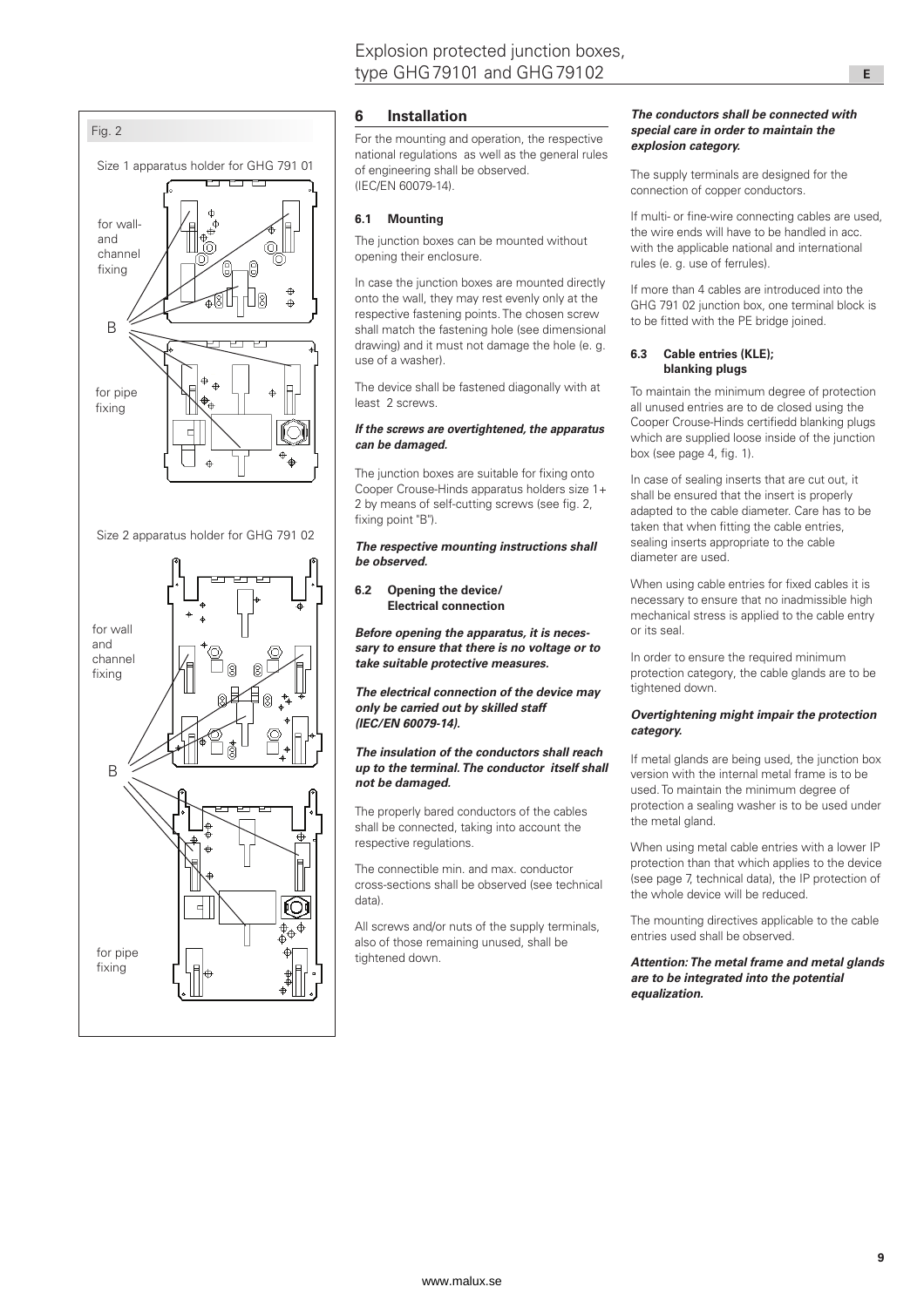Fig. 2

Size 1 apparatus holder for GHG 791 01

for wall- and channel fixing

B

for pipe fixing

Size 2 apparatus holder for GHG 791 02

for wall and channel fixing

B

for pipe fixing

## 6 Installation

For the mounting and operation, the respective national regulations as well as the general rules of engineering shall be observed. (IEC/EN 60079-14).

### 6.1 Mounting

The junction boxes can be mounted without opening their enclosure.

In case the junction boxes are mounted directly onto the wall, they may rest evenly only at the respective fastening points. The chosen screw shall match the fastening hole (see dimensional drawing) and it must not damage the hole (e. g. use of a washer).

The device shall be fastened diagonally with at least 2 screws.

***If the screws are overtightened, the apparatus can be damaged.***

The junction boxes are suitable for fixing onto Cooper Crouse-Hinds apparatus holders size 1+ 2 by means of self-cutting screws (see fig. 2, fixing point "B").

***The respective mounting instructions shall be observed.***

### 6.2 Opening the device/ Electrical connection

***Before opening the apparatus, it is necessary to ensure that there is no voltage or to take suitable protective measures.***

***The electrical connection of the device may only be carried out by skilled staff (IEC/EN 60079-14).***

***The insulation of the conductors shall reach up to the terminal. The conductor itself shall not be damaged.***

The properly bared conductors of the cables shall be connected, taking into account the respective regulations.

The connectible min. and max. conductor cross-sections shall be observed (see technical data).

All screws and/or nuts of the supply terminals, also of those remaining unused, shall be tightened down.

***The conductors shall be connected with special care in order to maintain the explosion category.***

The supply terminals are designed for the connection of copper conductors.

If multi- or fine-wire connecting cables are used, the wire ends will have to be handled in acc. with the applicable national and international rules (e. g. use of ferrules).

If more than 4 cables are introduced into the GHG 791 02 junction box, one terminal block is to be fitted with the PE bridge joined.

### 6.3 Cable entries (KLE); blanking plugs

To maintain the minimum degree of protection all unused entries are to de closed using the Cooper Crouse-Hinds certifiedd blanking plugs which are supplied loose inside of the junction box (see page 4, fig. 1).

In case of sealing inserts that are cut out, it shall be ensured that the insert is properly adapted to the cable diameter. Care has to be taken that when fitting the cable entries, sealing inserts appropriate to the cable diameter are used.

When using cable entries for fixed cables it is necessary to ensure that no inadmissible high mechanical stress is applied to the cable entry or its seal.

In order to ensure the required minimum protection category, the cable glands are to be tightened down.

***Overtightening might impair the protection category.***

If metal glands are being used, the junction box version with the internal metal frame is to be used. To maintain the minimum degree of protection a sealing washer is to be used under the metal gland.

When using metal cable entries with a lower IP protection than that which applies to the device (see page 7, technical data), the IP protection of the whole device will be reduced.

The mounting directives applicable to the cable entries used shall be observed.

***Attention: The metal frame and metal glands are to be integrated into the potential equalization.***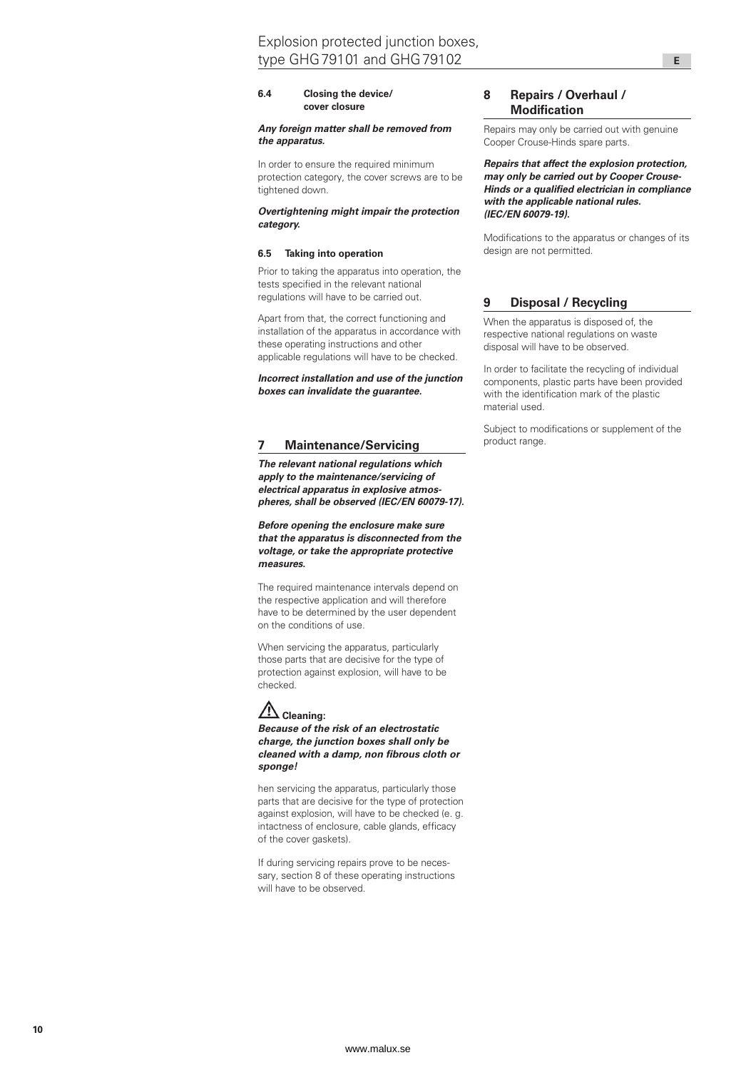#### 6.4 Closing the device/ cover closure

***Any foreign matter shall be removed from the apparatus.***

In order to ensure the required minimum protection category, the cover screws are to be tightened down.

***Overtightening might impair the protection category.***

#### 6.5 Taking into operation

Prior to taking the apparatus into operation, the tests specified in the relevant national regulations will have to be carried out.

Apart from that, the correct functioning and installation of the apparatus in accordance with these operating instructions and other applicable regulations will have to be checked.

***Incorrect installation and use of the junction boxes can invalidate the guarantee.***

## 7 Maintenance/Servicing

***The relevant national regulations which apply to the maintenance/servicing of electrical apparatus in explosive atmospheres, shall be observed (IEC/EN 60079-17).***

***Before opening the enclosure make sure that the apparatus is disconnected from the voltage, or take the appropriate protective measures.***

The required maintenance intervals depend on the respective application and will therefore have to be determined by the user dependent on the conditions of use.

When servicing the apparatus, particularly those parts that are decisive for the type of protection against explosion, will have to be checked.

⚠ **Cleaning:**
***Because of the risk of an electrostatic charge, the junction boxes shall only be cleaned with a damp, non fibrous cloth or sponge!***

hen servicing the apparatus, particularly those parts that are decisive for the type of protection against explosion, will have to be checked (e. g. intactness of enclosure, cable glands, efficacy of the cover gaskets).

If during servicing repairs prove to be necessary, section 8 of these operating instructions will have to be observed.

## 8 Repairs / Overhaul / Modification

Repairs may only be carried out with genuine Cooper Crouse-Hinds spare parts.

***Repairs that affect the explosion protection, may only be carried out by Cooper Crouse-Hinds or a qualified electrician in compliance with the applicable national rules. (IEC/EN 60079-19).***

Modifications to the apparatus or changes of its design are not permitted.

## 9 Disposal / Recycling

When the apparatus is disposed of, the respective national regulations on waste disposal will have to be observed.

In order to facilitate the recycling of individual components, plastic parts have been provided with the identification mark of the plastic material used.

Subject to modifications or supplement of the product range.